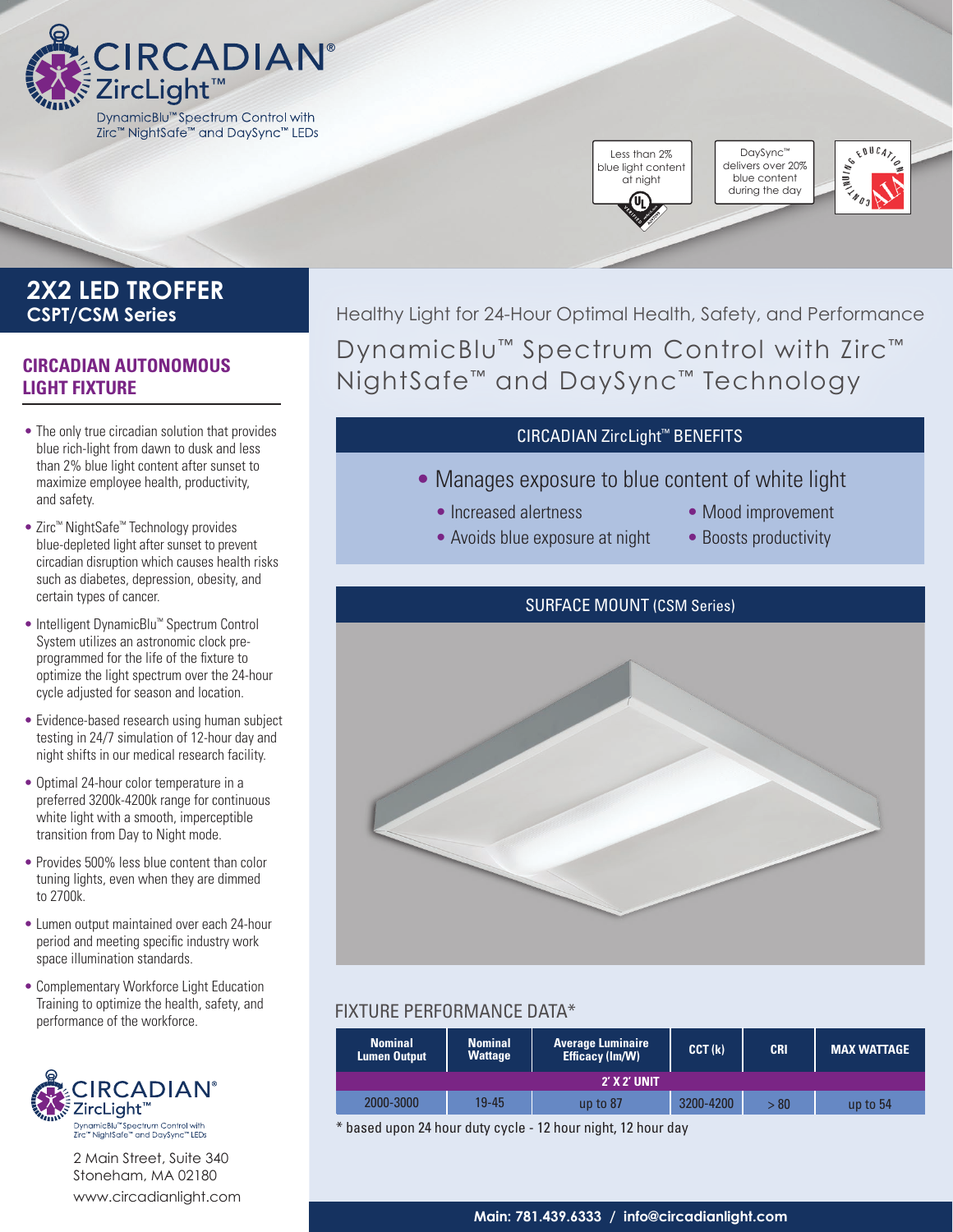# CIRCADIAN® ZircLight™

DynamicBlu™ Spectrum Control with Zirc™ NightSafe™ and DaySync™ LEDs

Less than 2% blue light content at night

DaySync™ delivers over 20% blue content during the day

## 2X2 LED TROFFER
### CSPT/CSM Series

### CIRCADIAN AUTONOMOUS LIGHT FIXTURE

- The only true circadian solution that provides blue rich-light from dawn to dusk and less than 2% blue light content after sunset to maximize employee health, productivity, and safety.
- Zirc™ NightSafe™ Technology provides blue-depleted light after sunset to prevent circadian disruption which causes health risks such as diabetes, depression, obesity, and certain types of cancer.
- Intelligent DynamicBlu™ Spectrum Control System utilizes an astronomic clock pre-programmed for the life of the fixture to optimize the light spectrum over the 24-hour cycle adjusted for season and location.
- Evidence-based research using human subject testing in 24/7 simulation of 12-hour day and night shifts in our medical research facility.
- Optimal 24-hour color temperature in a preferred 3200k-4200k range for continuous white light with a smooth, imperceptible transition from Day to Night mode.
- Provides 500% less blue content than color tuning lights, even when they are dimmed to 2700k.
- Lumen output maintained over each 24-hour period and meeting specific industry work space illumination standards.
- Complementary Workforce Light Education Training to optimize the health, safety, and performance of the workforce.

CIRCADIAN® ZircLight™
DynamicBlu™ Spectrum Control with Zirc™ NightSafe™ and DaySync™ LEDs

2 Main Street, Suite 340
Stoneham, MA 02180
www.circadianlight.com

Healthy Light for 24-Hour Optimal Health, Safety, and Performance

## DynamicBlu™ Spectrum Control with Zirc™ NightSafe™ and DaySync™ Technology

### CIRCADIAN ZircLight™ BENEFITS

- Manages exposure to blue content of white light
  - Increased alertness
  - Avoids blue exposure at night
  - Mood improvement
  - Boosts productivity

### SURFACE MOUNT (CSM Series)

### FIXTURE PERFORMANCE DATA*

| Nominal Lumen Output | Nominal Wattage | Average Luminaire Efficacy (lm/W) | CCT (k) | CRI | MAX WATTAGE |
|---|---|---|---|---|---|
| **2' X 2' UNIT** | | | | | |
| 2000-3000 | 19-45 | up to 87 | 3200-4200 | > 80 | up to 54 |

\* based upon 24 hour duty cycle - 12 hour night, 12 hour day

Main: 781.439.6333 / info@circadianlight.com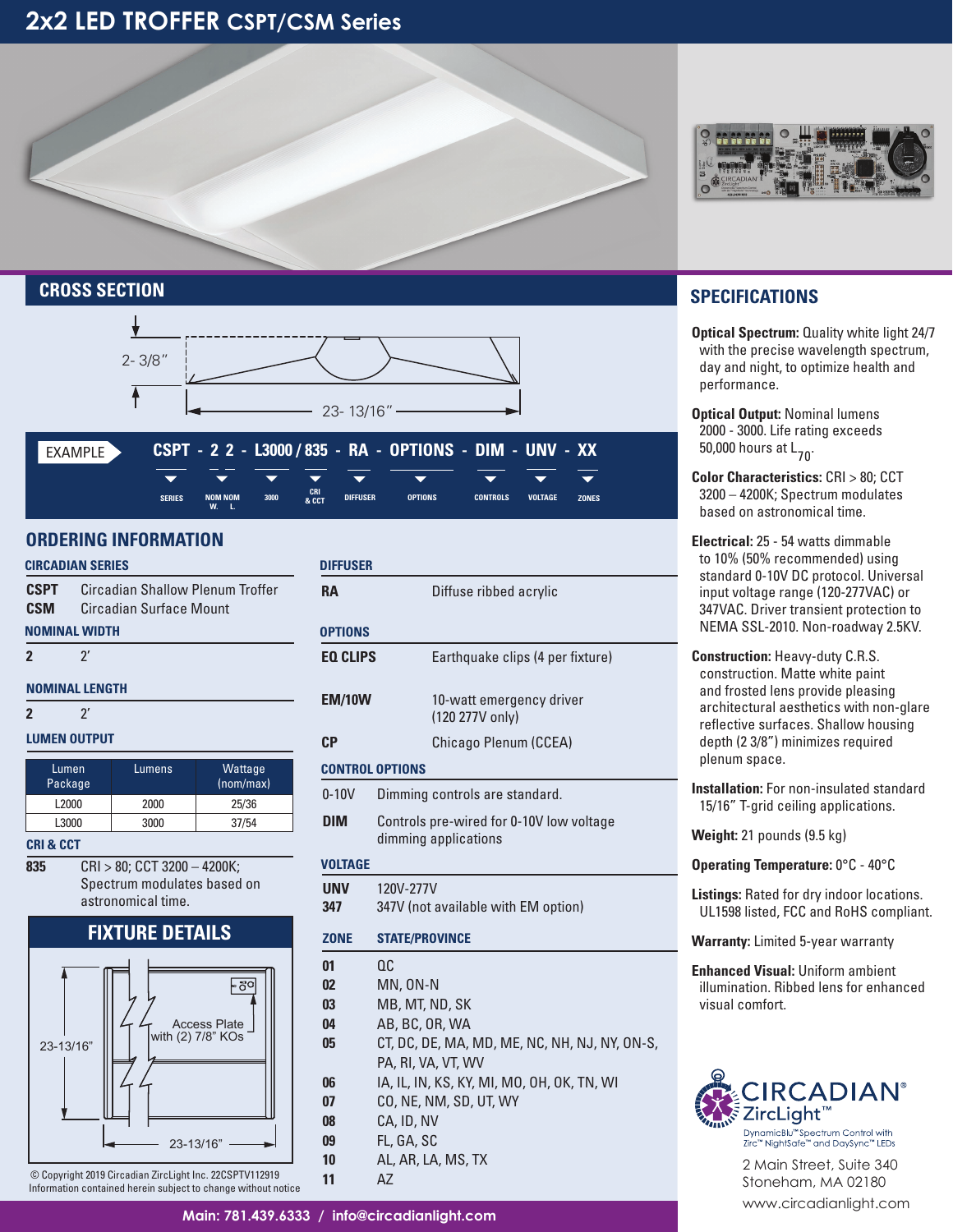# 2x2 LED TROFFER CSPT/CSM Series

## CROSS SECTION

2- 3/8″

23- 13/16″

EXAMPLE **CSPT - 2 2 - L3000 / 835 - RA - OPTIONS - DIM - UNV - XX**

SERIES · NOM W. · NOM L. · 3000 · CRI & CCT · DIFFUSER · OPTIONS · CONTROLS · VOLTAGE · ZONES

## ORDERING INFORMATION

### CIRCADIAN SERIES

**CSPT** Circadian Shallow Plenum Troffer
**CSM** Circadian Surface Mount

### NOMINAL WIDTH

**2** 2′

### NOMINAL LENGTH

**2** 2′

### LUMEN OUTPUT

| Lumen Package | Lumens | Wattage (nom/max) |
|---|---|---|
| L2000 | 2000 | 25/36 |
| L3000 | 3000 | 37/54 |

### CRI & CCT

**835** CRI > 80; CCT 3200 – 4200K; Spectrum modulates based on astronomical time.

### DIFFUSER

**RA** Diffuse ribbed acrylic

### OPTIONS

**EQ CLIPS** Earthquake clips (4 per fixture)

**EM/10W** 10-watt emergency driver (120 277V only)

**CP** Chicago Plenum (CCEA)

### CONTROL OPTIONS

**0-10V** Dimming controls are standard.

**DIM** Controls pre-wired for 0-10V low voltage dimming applications

### VOLTAGE

**UNV** 120V-277V
**347** 347V (not available with EM option)

| ZONE | STATE/PROVINCE |
|---|---|
| 01 | QC |
| 02 | MN, ON-N |
| 03 | MB, MT, ND, SK |
| 04 | AB, BC, OR, WA |
| 05 | CT, DC, DE, MA, MD, ME, NC, NH, NJ, NY, ON-S, PA, RI, VA, VT, WV |
| 06 | IA, IL, IN, KS, KY, MI, MO, OH, OK, TN, WI |
| 07 | CO, NE, NM, SD, UT, WY |
| 08 | CA, ID, NV |
| 09 | FL, GA, SC |
| 10 | AL, AR, LA, MS, TX |
| 11 | AZ |

## FIXTURE DETAILS

23-13/16″

Access Plate with (2) 7/8″ KOs

23-13/16″

© Copyright 2019 Circadian ZircLight Inc. 22CSPTV112919
Information contained herein subject to change without notice

## SPECIFICATIONS

**Optical Spectrum:** Quality white light 24/7 with the precise wavelength spectrum, day and night, to optimize health and performance.

**Optical Output:** Nominal lumens 2000 - 3000. Life rating exceeds 50,000 hours at $L_{70}$.

**Color Characteristics:** CRI > 80; CCT 3200 – 4200K; Spectrum modulates based on astronomical time.

**Electrical:** 25 - 54 watts dimmable to 10% (50% recommended) using standard 0-10V DC protocol. Universal input voltage range (120-277VAC) or 347VAC. Driver transient protection to NEMA SSL-2010. Non-roadway 2.5KV.

**Construction:** Heavy-duty C.R.S. construction. Matte white paint and frosted lens provide pleasing architectural aesthetics with non-glare reflective surfaces. Shallow housing depth (2 3/8″) minimizes required plenum space.

**Installation:** For non-insulated standard 15/16″ T-grid ceiling applications.

**Weight:** 21 pounds (9.5 kg)

**Operating Temperature:** 0°C - 40°C

**Listings:** Rated for dry indoor locations. UL1598 listed, FCC and RoHS compliant.

**Warranty:** Limited 5-year warranty

**Enhanced Visual:** Uniform ambient illumination. Ribbed lens for enhanced visual comfort.

CIRCADIAN® ZircLight™
DynamicBlu™ Spectrum Control with Zirc™ NightSafe™ and DaySync™ LEDs

2 Main Street, Suite 340
Stoneham, MA 02180
www.circadianlight.com

Main: 781.439.6333 / info@circadianlight.com